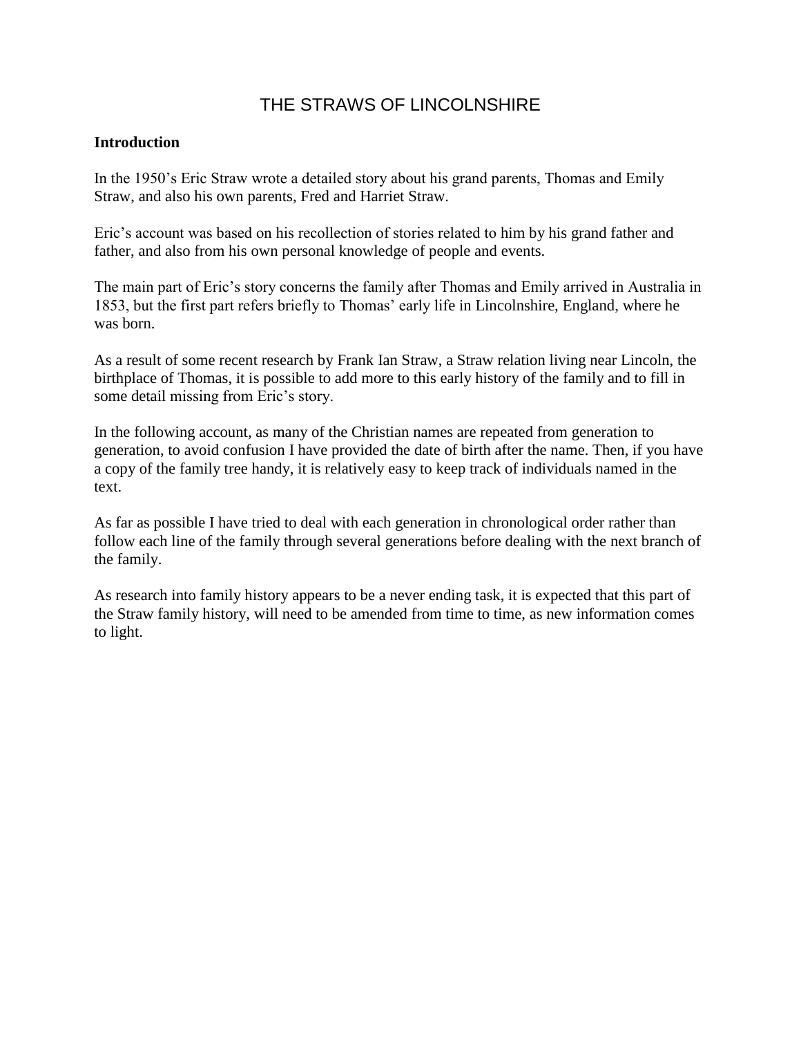# THE STRAWS OF LINCOLNSHIRE

## Introduction

In the 1950's Eric Straw wrote a detailed story about his grand parents, Thomas and Emily Straw, and also his own parents, Fred and Harriet Straw.

Eric's account was based on his recollection of stories related to him by his grand father and father, and also from his own personal knowledge of people and events.

The main part of Eric's story concerns the family after Thomas and Emily arrived in Australia in 1853, but the first part refers briefly to Thomas' early life in Lincolnshire, England, where he was born.

As a result of some recent research by Frank Ian Straw, a Straw relation living near Lincoln, the birthplace of Thomas, it is possible to add more to this early history of the family and to fill in some detail missing from Eric's story.

In the following account, as many of the Christian names are repeated from generation to generation, to avoid confusion I have provided the date of birth after the name. Then, if you have a copy of the family tree handy, it is relatively easy to keep track of individuals named in the text.

As far as possible I have tried to deal with each generation in chronological order rather than follow each line of the family through several generations before dealing with the next branch of the family.

As research into family history appears to be a never ending task, it is expected that this part of the Straw family history, will need to be amended from time to time, as new information comes to light.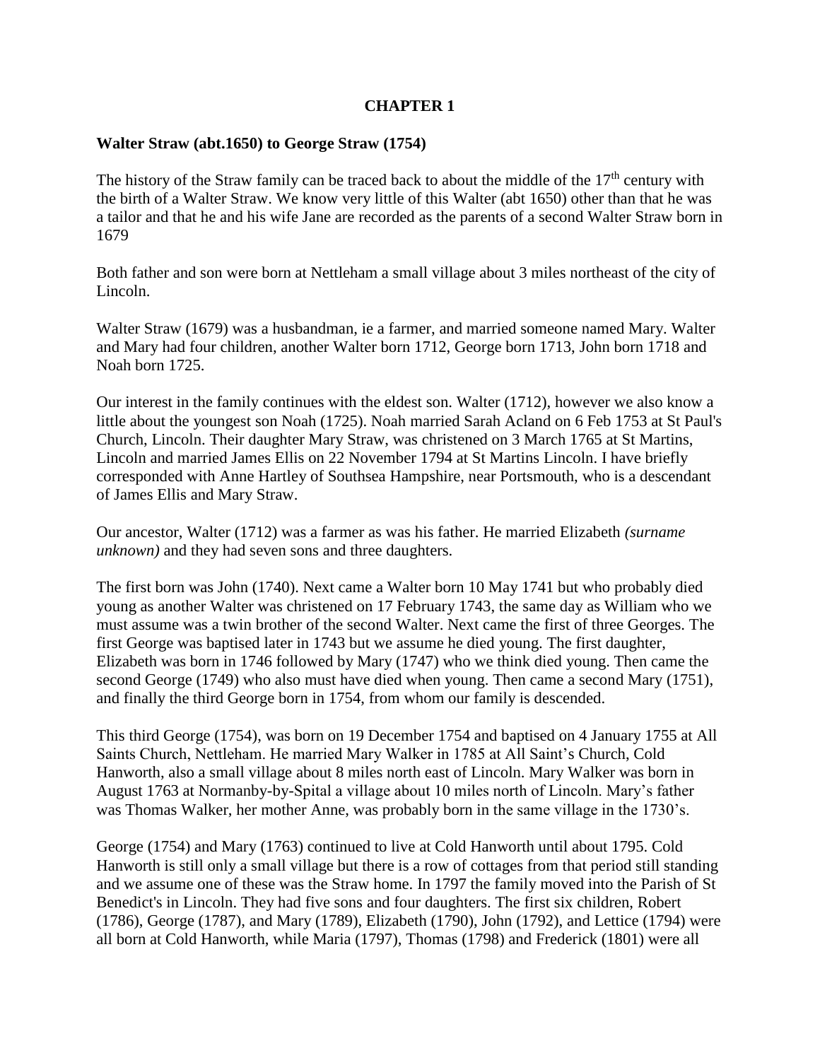## CHAPTER 1

### Walter Straw (abt.1650) to George Straw (1754)

The history of the Straw family can be traced back to about the middle of the 17th century with the birth of a Walter Straw. We know very little of this Walter (abt 1650) other than that he was a tailor and that he and his wife Jane are recorded as the parents of a second Walter Straw born in 1679

Both father and son were born at Nettleham a small village about 3 miles northeast of the city of Lincoln.

Walter Straw (1679) was a husbandman, ie a farmer, and married someone named Mary. Walter and Mary had four children, another Walter born 1712, George born 1713, John born 1718 and Noah born 1725.

Our interest in the family continues with the eldest son. Walter (1712), however we also know a little about the youngest son Noah (1725). Noah married Sarah Acland on 6 Feb 1753 at St Paul's Church, Lincoln. Their daughter Mary Straw, was christened on 3 March 1765 at St Martins, Lincoln and married James Ellis on 22 November 1794 at St Martins Lincoln. I have briefly corresponded with Anne Hartley of Southsea Hampshire, near Portsmouth, who is a descendant of James Ellis and Mary Straw.

Our ancestor, Walter (1712) was a farmer as was his father. He married Elizabeth *(surname unknown)* and they had seven sons and three daughters.

The first born was John (1740). Next came a Walter born 10 May 1741 but who probably died young as another Walter was christened on 17 February 1743, the same day as William who we must assume was a twin brother of the second Walter. Next came the first of three Georges. The first George was baptised later in 1743 but we assume he died young. The first daughter, Elizabeth was born in 1746 followed by Mary (1747) who we think died young. Then came the second George (1749) who also must have died when young. Then came a second Mary (1751), and finally the third George born in 1754, from whom our family is descended.

This third George (1754), was born on 19 December 1754 and baptised on 4 January 1755 at All Saints Church, Nettleham. He married Mary Walker in 1785 at All Saint's Church, Cold Hanworth, also a small village about 8 miles north east of Lincoln. Mary Walker was born in August 1763 at Normanby-by-Spital a village about 10 miles north of Lincoln. Mary's father was Thomas Walker, her mother Anne, was probably born in the same village in the 1730's.

George (1754) and Mary (1763) continued to live at Cold Hanworth until about 1795. Cold Hanworth is still only a small village but there is a row of cottages from that period still standing and we assume one of these was the Straw home. In 1797 the family moved into the Parish of St Benedict's in Lincoln. They had five sons and four daughters. The first six children, Robert (1786), George (1787), and Mary (1789), Elizabeth (1790), John (1792), and Lettice (1794) were all born at Cold Hanworth, while Maria (1797), Thomas (1798) and Frederick (1801) were all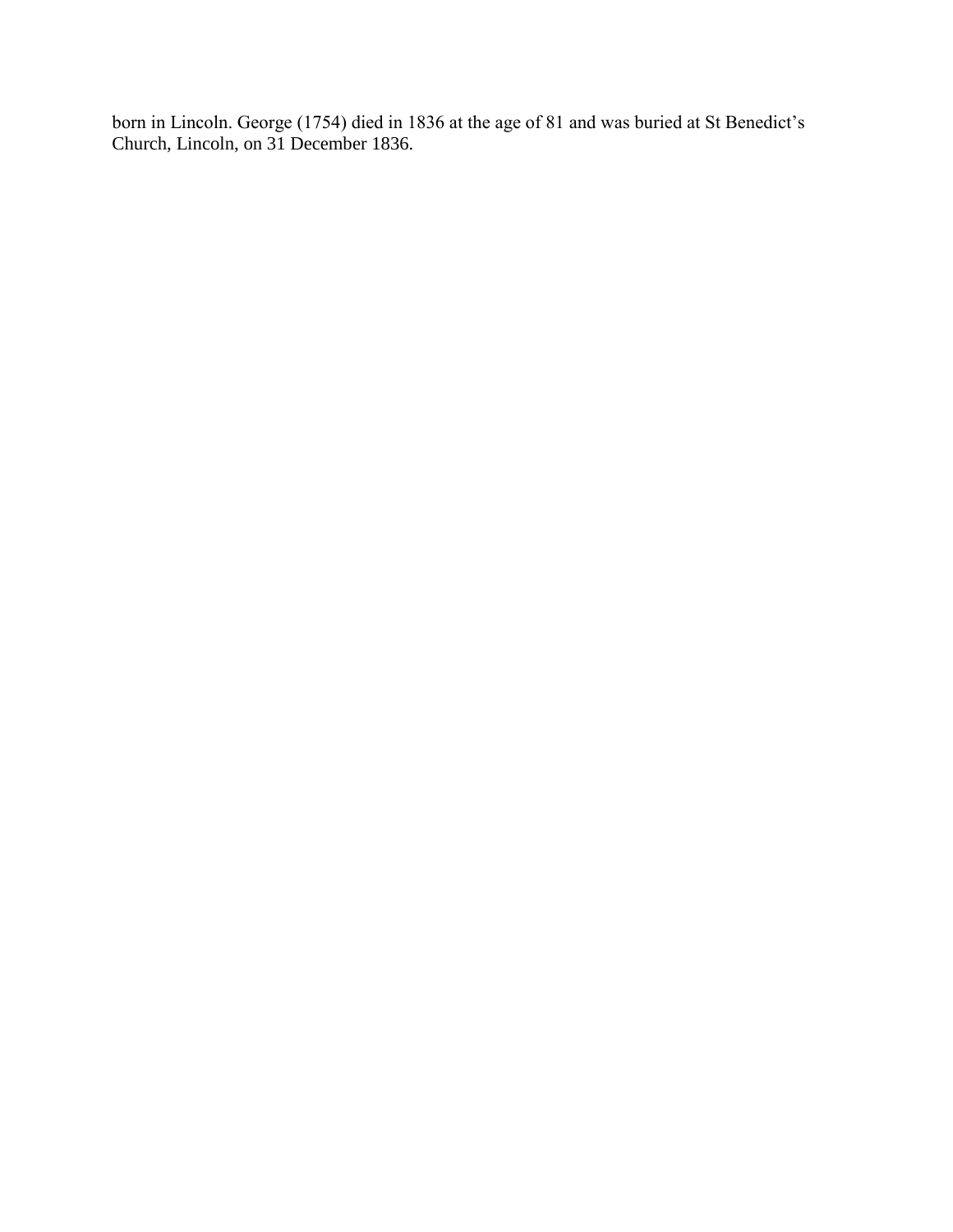born in Lincoln. George (1754) died in 1836 at the age of 81 and was buried at St Benedict's Church, Lincoln, on 31 December 1836.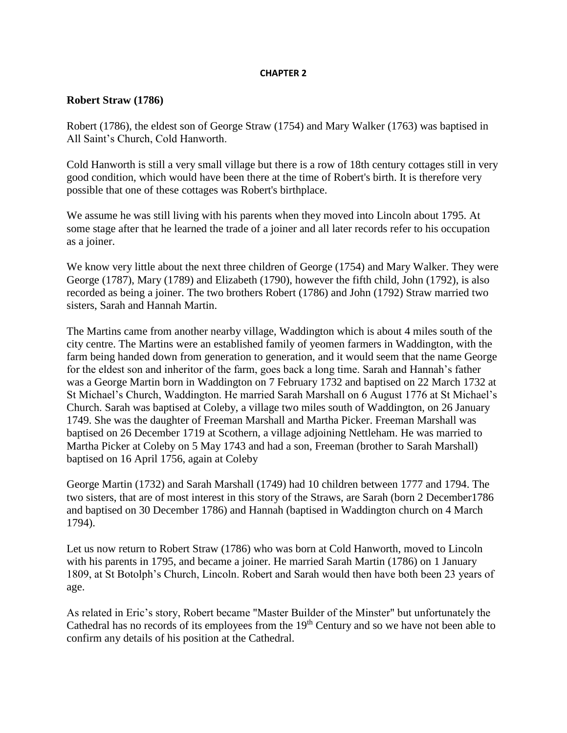**CHAPTER 2**

### Robert Straw (1786)

Robert (1786), the eldest son of George Straw (1754) and Mary Walker (1763) was baptised in All Saint's Church, Cold Hanworth.

Cold Hanworth is still a very small village but there is a row of 18th century cottages still in very good condition, which would have been there at the time of Robert's birth. It is therefore very possible that one of these cottages was Robert's birthplace.

We assume he was still living with his parents when they moved into Lincoln about 1795. At some stage after that he learned the trade of a joiner and all later records refer to his occupation as a joiner.

We know very little about the next three children of George (1754) and Mary Walker. They were George (1787), Mary (1789) and Elizabeth (1790), however the fifth child, John (1792), is also recorded as being a joiner. The two brothers Robert (1786) and John (1792) Straw married two sisters, Sarah and Hannah Martin.

The Martins came from another nearby village, Waddington which is about 4 miles south of the city centre. The Martins were an established family of yeomen farmers in Waddington, with the farm being handed down from generation to generation, and it would seem that the name George for the eldest son and inheritor of the farm, goes back a long time. Sarah and Hannah's father was a George Martin born in Waddington on 7 February 1732 and baptised on 22 March 1732 at St Michael's Church, Waddington. He married Sarah Marshall on 6 August 1776 at St Michael's Church. Sarah was baptised at Coleby, a village two miles south of Waddington, on 26 January 1749. She was the daughter of Freeman Marshall and Martha Picker. Freeman Marshall was baptised on 26 December 1719 at Scothern, a village adjoining Nettleham. He was married to Martha Picker at Coleby on 5 May 1743 and had a son, Freeman (brother to Sarah Marshall) baptised on 16 April 1756, again at Coleby

George Martin (1732) and Sarah Marshall (1749) had 10 children between 1777 and 1794. The two sisters, that are of most interest in this story of the Straws, are Sarah (born 2 December1786 and baptised on 30 December 1786) and Hannah (baptised in Waddington church on 4 March 1794).

Let us now return to Robert Straw (1786) who was born at Cold Hanworth, moved to Lincoln with his parents in 1795, and became a joiner. He married Sarah Martin (1786) on 1 January 1809, at St Botolph's Church, Lincoln. Robert and Sarah would then have both been 23 years of age.

As related in Eric's story, Robert became "Master Builder of the Minster" but unfortunately the Cathedral has no records of its employees from the 19th Century and so we have not been able to confirm any details of his position at the Cathedral.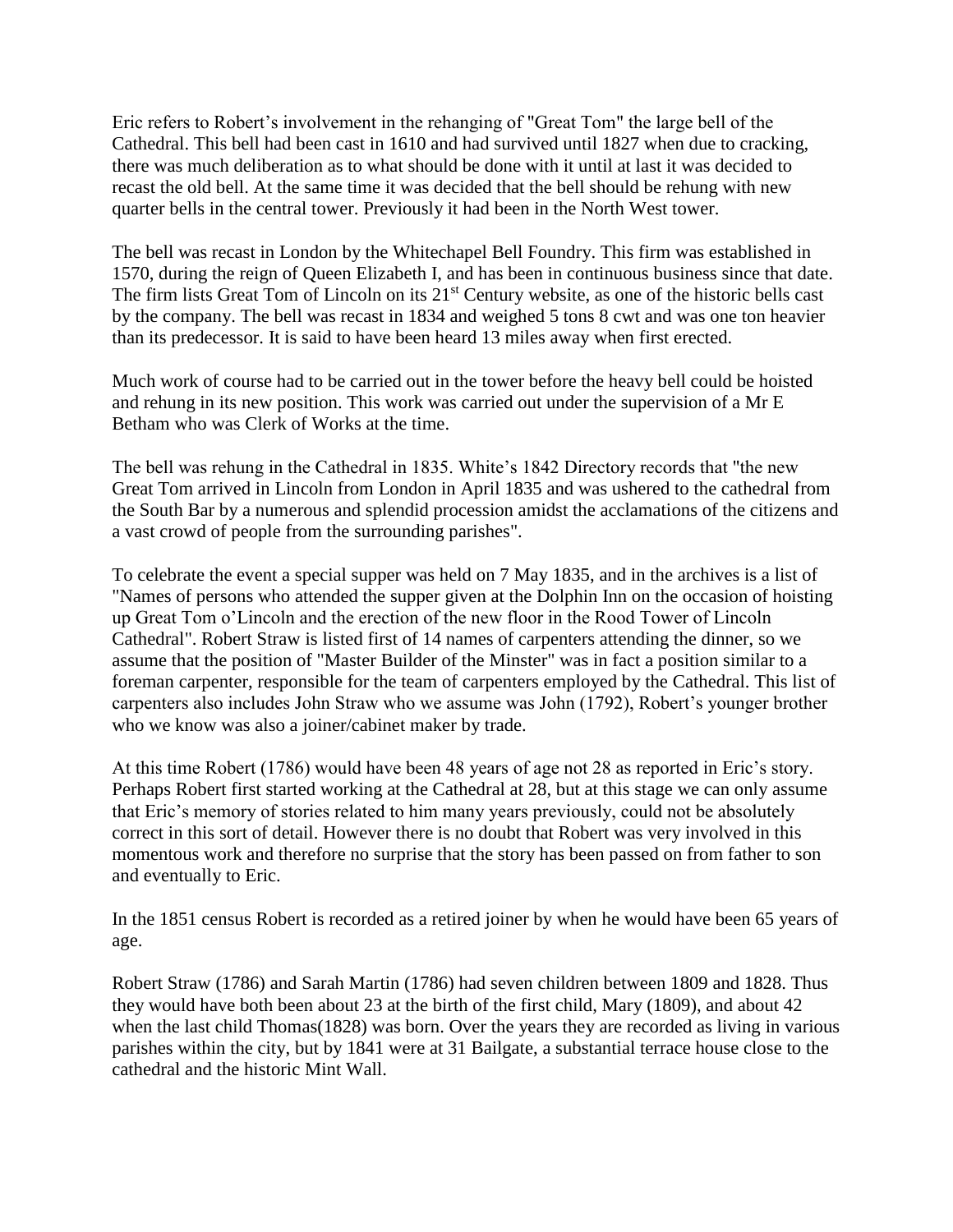Eric refers to Robert's involvement in the rehanging of "Great Tom" the large bell of the Cathedral. This bell had been cast in 1610 and had survived until 1827 when due to cracking, there was much deliberation as to what should be done with it until at last it was decided to recast the old bell. At the same time it was decided that the bell should be rehung with new quarter bells in the central tower. Previously it had been in the North West tower.

The bell was recast in London by the Whitechapel Bell Foundry. This firm was established in 1570, during the reign of Queen Elizabeth I, and has been in continuous business since that date. The firm lists Great Tom of Lincoln on its 21st Century website, as one of the historic bells cast by the company. The bell was recast in 1834 and weighed 5 tons 8 cwt and was one ton heavier than its predecessor. It is said to have been heard 13 miles away when first erected.

Much work of course had to be carried out in the tower before the heavy bell could be hoisted and rehung in its new position. This work was carried out under the supervision of a Mr E Betham who was Clerk of Works at the time.

The bell was rehung in the Cathedral in 1835. White's 1842 Directory records that "the new Great Tom arrived in Lincoln from London in April 1835 and was ushered to the cathedral from the South Bar by a numerous and splendid procession amidst the acclamations of the citizens and a vast crowd of people from the surrounding parishes".

To celebrate the event a special supper was held on 7 May 1835, and in the archives is a list of "Names of persons who attended the supper given at the Dolphin Inn on the occasion of hoisting up Great Tom o'Lincoln and the erection of the new floor in the Rood Tower of Lincoln Cathedral". Robert Straw is listed first of 14 names of carpenters attending the dinner, so we assume that the position of "Master Builder of the Minster" was in fact a position similar to a foreman carpenter, responsible for the team of carpenters employed by the Cathedral. This list of carpenters also includes John Straw who we assume was John (1792), Robert's younger brother who we know was also a joiner/cabinet maker by trade.

At this time Robert (1786) would have been 48 years of age not 28 as reported in Eric's story. Perhaps Robert first started working at the Cathedral at 28, but at this stage we can only assume that Eric's memory of stories related to him many years previously, could not be absolutely correct in this sort of detail. However there is no doubt that Robert was very involved in this momentous work and therefore no surprise that the story has been passed on from father to son and eventually to Eric.

In the 1851 census Robert is recorded as a retired joiner by when he would have been 65 years of age.

Robert Straw (1786) and Sarah Martin (1786) had seven children between 1809 and 1828. Thus they would have both been about 23 at the birth of the first child, Mary (1809), and about 42 when the last child Thomas(1828) was born. Over the years they are recorded as living in various parishes within the city, but by 1841 were at 31 Bailgate, a substantial terrace house close to the cathedral and the historic Mint Wall.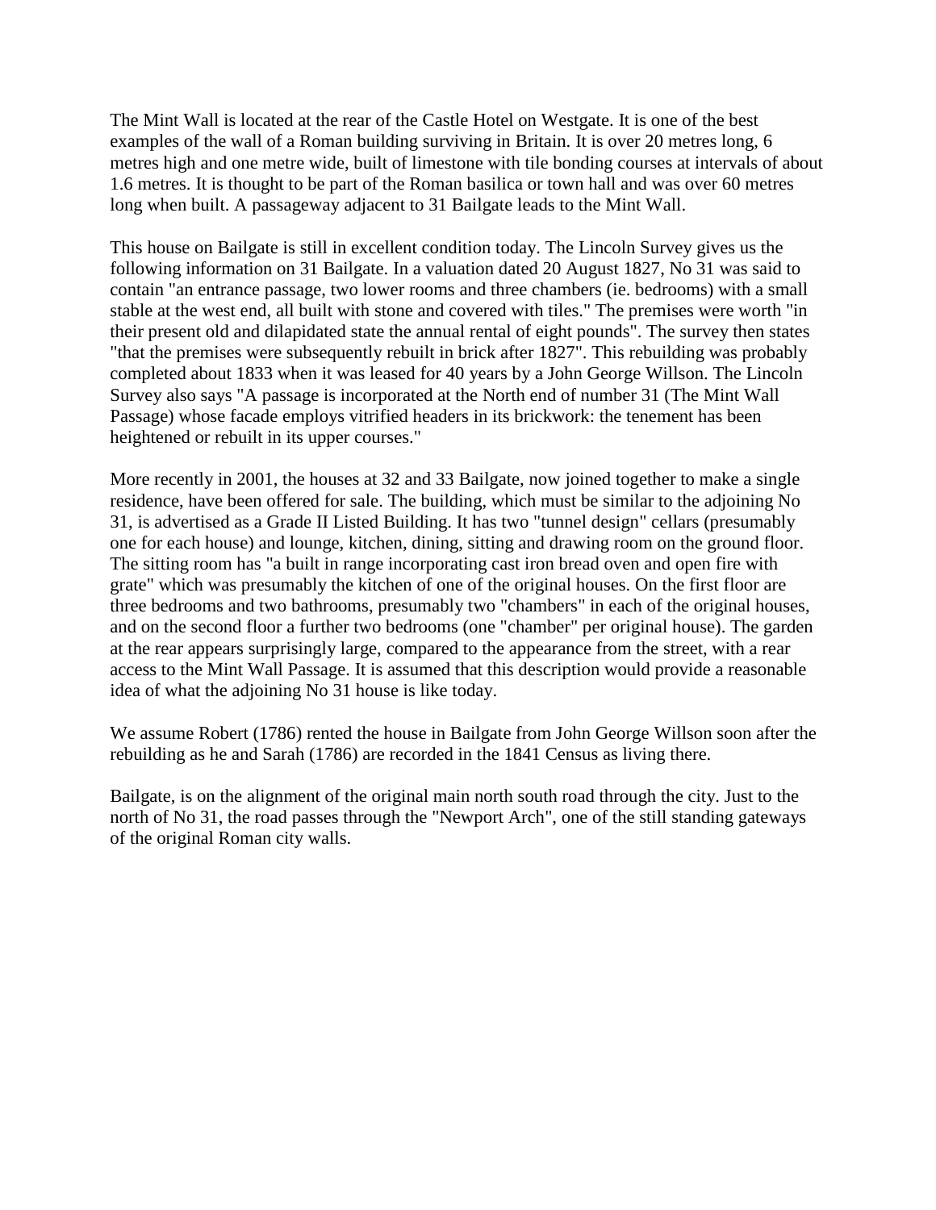The Mint Wall is located at the rear of the Castle Hotel on Westgate. It is one of the best examples of the wall of a Roman building surviving in Britain. It is over 20 metres long, 6 metres high and one metre wide, built of limestone with tile bonding courses at intervals of about 1.6 metres. It is thought to be part of the Roman basilica or town hall and was over 60 metres long when built. A passageway adjacent to 31 Bailgate leads to the Mint Wall.

This house on Bailgate is still in excellent condition today. The Lincoln Survey gives us the following information on 31 Bailgate. In a valuation dated 20 August 1827, No 31 was said to contain "an entrance passage, two lower rooms and three chambers (ie. bedrooms) with a small stable at the west end, all built with stone and covered with tiles." The premises were worth "in their present old and dilapidated state the annual rental of eight pounds". The survey then states "that the premises were subsequently rebuilt in brick after 1827". This rebuilding was probably completed about 1833 when it was leased for 40 years by a John George Willson. The Lincoln Survey also says "A passage is incorporated at the North end of number 31 (The Mint Wall Passage) whose facade employs vitrified headers in its brickwork: the tenement has been heightened or rebuilt in its upper courses."

More recently in 2001, the houses at 32 and 33 Bailgate, now joined together to make a single residence, have been offered for sale. The building, which must be similar to the adjoining No 31, is advertised as a Grade II Listed Building. It has two "tunnel design" cellars (presumably one for each house) and lounge, kitchen, dining, sitting and drawing room on the ground floor. The sitting room has "a built in range incorporating cast iron bread oven and open fire with grate" which was presumably the kitchen of one of the original houses. On the first floor are three bedrooms and two bathrooms, presumably two "chambers" in each of the original houses, and on the second floor a further two bedrooms (one "chamber" per original house). The garden at the rear appears surprisingly large, compared to the appearance from the street, with a rear access to the Mint Wall Passage. It is assumed that this description would provide a reasonable idea of what the adjoining No 31 house is like today.

We assume Robert (1786) rented the house in Bailgate from John George Willson soon after the rebuilding as he and Sarah (1786) are recorded in the 1841 Census as living there.

Bailgate, is on the alignment of the original main north south road through the city. Just to the north of No 31, the road passes through the "Newport Arch", one of the still standing gateways of the original Roman city walls.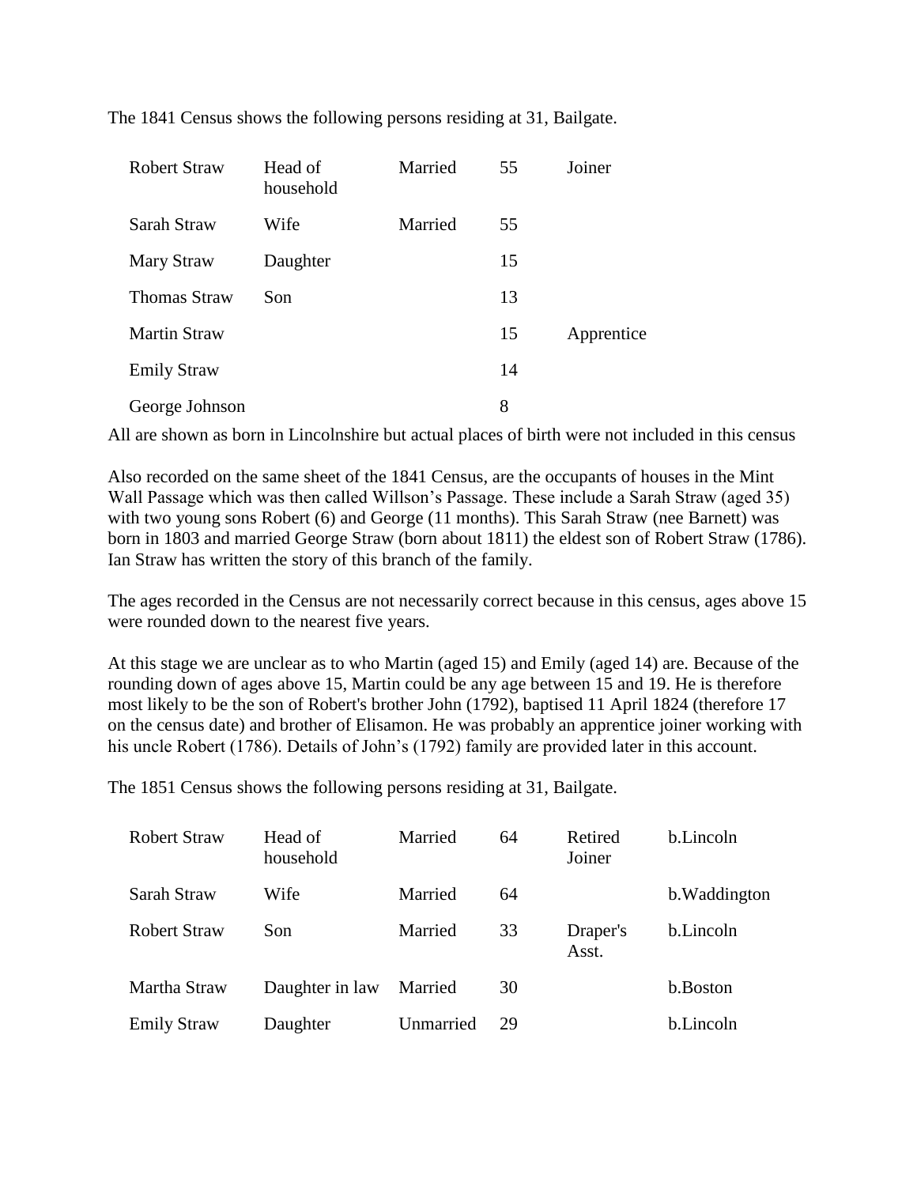The 1841 Census shows the following persons residing at 31, Bailgate.

| | | | | |
|---|---|---|---|---|
| Robert Straw | Head of household | Married | 55 | Joiner |
| Sarah Straw | Wife | Married | 55 | |
| Mary Straw | Daughter | | 15 | |
| Thomas Straw | Son | | 13 | |
| Martin Straw | | | 15 | Apprentice |
| Emily Straw | | | 14 | |
| George Johnson | | | 8 | |

All are shown as born in Lincolnshire but actual places of birth were not included in this census

Also recorded on the same sheet of the 1841 Census, are the occupants of houses in the Mint Wall Passage which was then called Willson's Passage. These include a Sarah Straw (aged 35) with two young sons Robert (6) and George (11 months). This Sarah Straw (nee Barnett) was born in 1803 and married George Straw (born about 1811) the eldest son of Robert Straw (1786). Ian Straw has written the story of this branch of the family.

The ages recorded in the Census are not necessarily correct because in this census, ages above 15 were rounded down to the nearest five years.

At this stage we are unclear as to who Martin (aged 15) and Emily (aged 14) are. Because of the rounding down of ages above 15, Martin could be any age between 15 and 19. He is therefore most likely to be the son of Robert's brother John (1792), baptised 11 April 1824 (therefore 17 on the census date) and brother of Elisamon. He was probably an apprentice joiner working with his uncle Robert (1786). Details of John's (1792) family are provided later in this account.

The 1851 Census shows the following persons residing at 31, Bailgate.

| | | | | | |
|---|---|---|---|---|---|
| Robert Straw | Head of household | Married | 64 | Retired Joiner | b.Lincoln |
| Sarah Straw | Wife | Married | 64 | | b.Waddington |
| Robert Straw | Son | Married | 33 | Draper's Asst. | b.Lincoln |
| Martha Straw | Daughter in law | Married | 30 | | b.Boston |
| Emily Straw | Daughter | Unmarried | 29 | | b.Lincoln |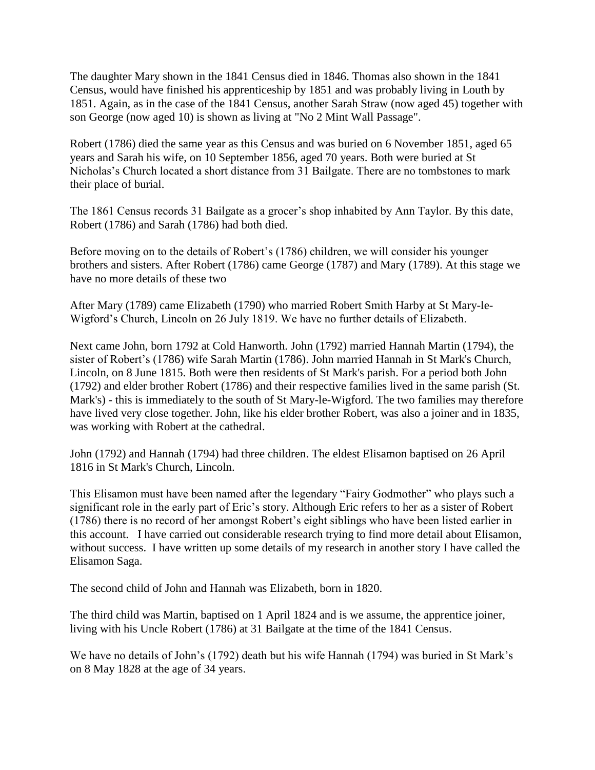The daughter Mary shown in the 1841 Census died in 1846. Thomas also shown in the 1841 Census, would have finished his apprenticeship by 1851 and was probably living in Louth by 1851. Again, as in the case of the 1841 Census, another Sarah Straw (now aged 45) together with son George (now aged 10) is shown as living at "No 2 Mint Wall Passage".

Robert (1786) died the same year as this Census and was buried on 6 November 1851, aged 65 years and Sarah his wife, on 10 September 1856, aged 70 years. Both were buried at St Nicholas's Church located a short distance from 31 Bailgate. There are no tombstones to mark their place of burial.

The 1861 Census records 31 Bailgate as a grocer's shop inhabited by Ann Taylor. By this date, Robert (1786) and Sarah (1786) had both died.

Before moving on to the details of Robert's (1786) children, we will consider his younger brothers and sisters. After Robert (1786) came George (1787) and Mary (1789). At this stage we have no more details of these two

After Mary (1789) came Elizabeth (1790) who married Robert Smith Harby at St Mary-le-Wigford's Church, Lincoln on 26 July 1819. We have no further details of Elizabeth.

Next came John, born 1792 at Cold Hanworth. John (1792) married Hannah Martin (1794), the sister of Robert's (1786) wife Sarah Martin (1786). John married Hannah in St Mark's Church, Lincoln, on 8 June 1815. Both were then residents of St Mark's parish. For a period both John (1792) and elder brother Robert (1786) and their respective families lived in the same parish (St. Mark's) - this is immediately to the south of St Mary-le-Wigford. The two families may therefore have lived very close together. John, like his elder brother Robert, was also a joiner and in 1835, was working with Robert at the cathedral.

John (1792) and Hannah (1794) had three children. The eldest Elisamon baptised on 26 April 1816 in St Mark's Church, Lincoln.

This Elisamon must have been named after the legendary "Fairy Godmother" who plays such a significant role in the early part of Eric's story. Although Eric refers to her as a sister of Robert (1786) there is no record of her amongst Robert's eight siblings who have been listed earlier in this account. I have carried out considerable research trying to find more detail about Elisamon, without success. I have written up some details of my research in another story I have called the Elisamon Saga.

The second child of John and Hannah was Elizabeth, born in 1820.

The third child was Martin, baptised on 1 April 1824 and is we assume, the apprentice joiner, living with his Uncle Robert (1786) at 31 Bailgate at the time of the 1841 Census.

We have no details of John's (1792) death but his wife Hannah (1794) was buried in St Mark's on 8 May 1828 at the age of 34 years.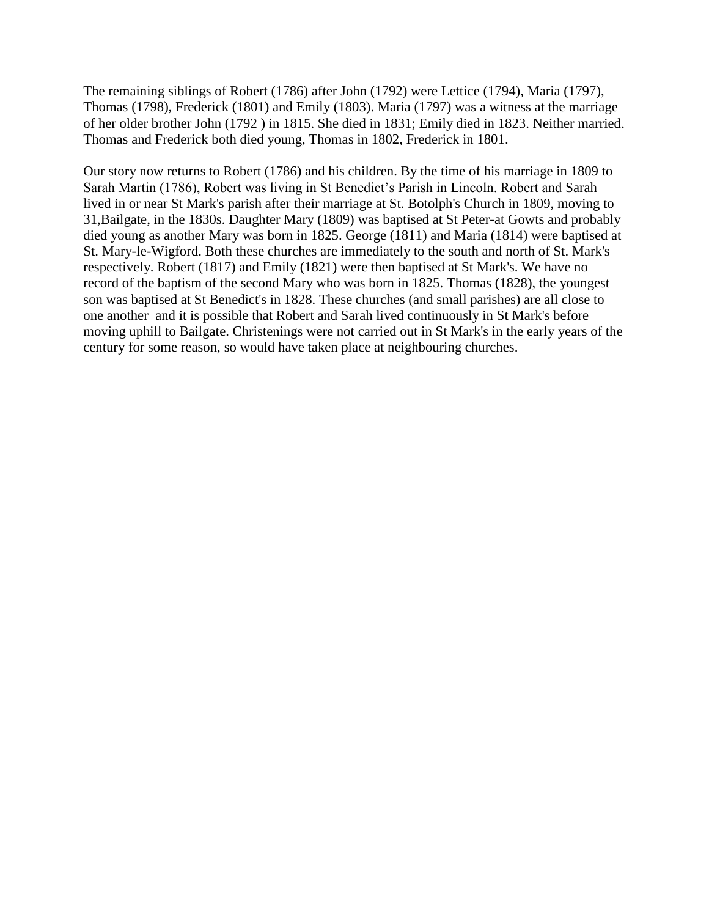The remaining siblings of Robert (1786) after John (1792) were Lettice (1794), Maria (1797), Thomas (1798), Frederick (1801) and Emily (1803). Maria (1797) was a witness at the marriage of her older brother John (1792 ) in 1815. She died in 1831; Emily died in 1823. Neither married. Thomas and Frederick both died young, Thomas in 1802, Frederick in 1801.

Our story now returns to Robert (1786) and his children. By the time of his marriage in 1809 to Sarah Martin (1786), Robert was living in St Benedict's Parish in Lincoln. Robert and Sarah lived in or near St Mark's parish after their marriage at St. Botolph's Church in 1809, moving to 31,Bailgate, in the 1830s. Daughter Mary (1809) was baptised at St Peter-at Gowts and probably died young as another Mary was born in 1825. George (1811) and Maria (1814) were baptised at St. Mary-le-Wigford. Both these churches are immediately to the south and north of St. Mark's respectively. Robert (1817) and Emily (1821) were then baptised at St Mark's. We have no record of the baptism of the second Mary who was born in 1825. Thomas (1828), the youngest son was baptised at St Benedict's in 1828. These churches (and small parishes) are all close to one another and it is possible that Robert and Sarah lived continuously in St Mark's before moving uphill to Bailgate. Christenings were not carried out in St Mark's in the early years of the century for some reason, so would have taken place at neighbouring churches.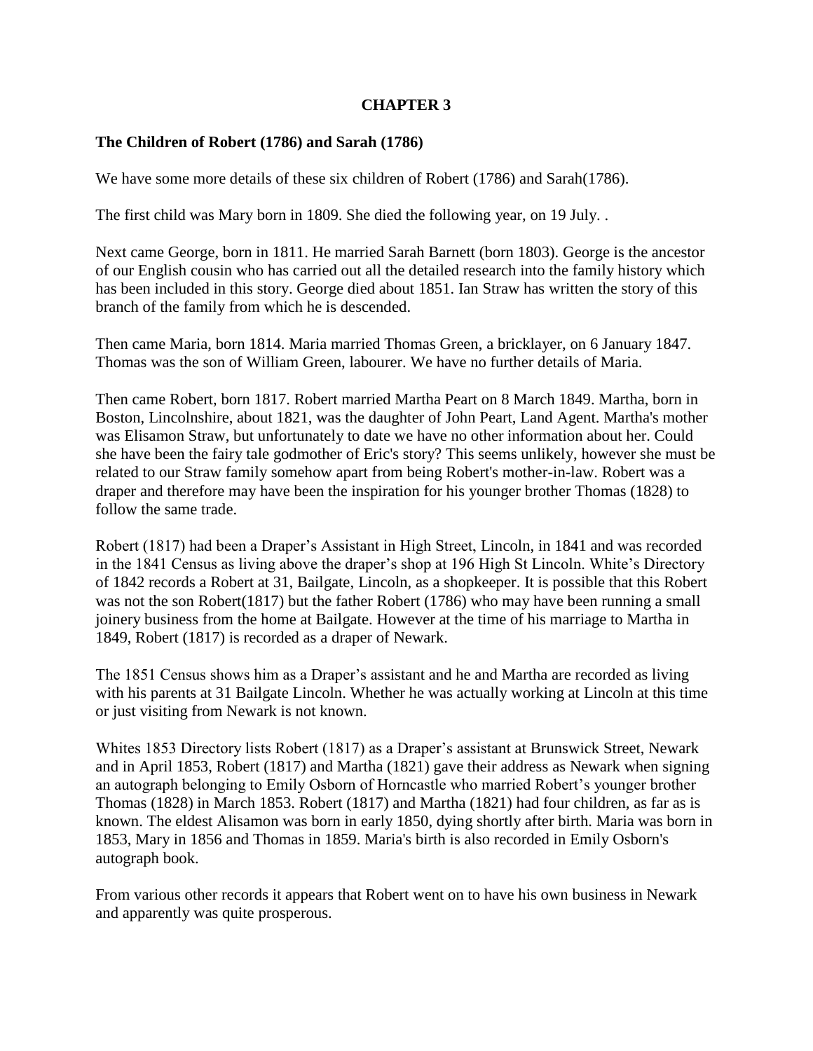# CHAPTER 3

### The Children of Robert (1786) and Sarah (1786)

We have some more details of these six children of Robert (1786) and Sarah(1786).

The first child was Mary born in 1809. She died the following year, on 19 July. .

Next came George, born in 1811. He married Sarah Barnett (born 1803). George is the ancestor of our English cousin who has carried out all the detailed research into the family history which has been included in this story. George died about 1851. Ian Straw has written the story of this branch of the family from which he is descended.

Then came Maria, born 1814. Maria married Thomas Green, a bricklayer, on 6 January 1847. Thomas was the son of William Green, labourer. We have no further details of Maria.

Then came Robert, born 1817. Robert married Martha Peart on 8 March 1849. Martha, born in Boston, Lincolnshire, about 1821, was the daughter of John Peart, Land Agent. Martha's mother was Elisamon Straw, but unfortunately to date we have no other information about her. Could she have been the fairy tale godmother of Eric's story? This seems unlikely, however she must be related to our Straw family somehow apart from being Robert's mother-in-law. Robert was a draper and therefore may have been the inspiration for his younger brother Thomas (1828) to follow the same trade.

Robert (1817) had been a Draper's Assistant in High Street, Lincoln, in 1841 and was recorded in the 1841 Census as living above the draper's shop at 196 High St Lincoln. White's Directory of 1842 records a Robert at 31, Bailgate, Lincoln, as a shopkeeper. It is possible that this Robert was not the son Robert(1817) but the father Robert (1786) who may have been running a small joinery business from the home at Bailgate. However at the time of his marriage to Martha in 1849, Robert (1817) is recorded as a draper of Newark.

The 1851 Census shows him as a Draper's assistant and he and Martha are recorded as living with his parents at 31 Bailgate Lincoln. Whether he was actually working at Lincoln at this time or just visiting from Newark is not known.

Whites 1853 Directory lists Robert (1817) as a Draper's assistant at Brunswick Street, Newark and in April 1853, Robert (1817) and Martha (1821) gave their address as Newark when signing an autograph belonging to Emily Osborn of Horncastle who married Robert's younger brother Thomas (1828) in March 1853. Robert (1817) and Martha (1821) had four children, as far as is known. The eldest Alisamon was born in early 1850, dying shortly after birth. Maria was born in 1853, Mary in 1856 and Thomas in 1859. Maria's birth is also recorded in Emily Osborn's autograph book.

From various other records it appears that Robert went on to have his own business in Newark and apparently was quite prosperous.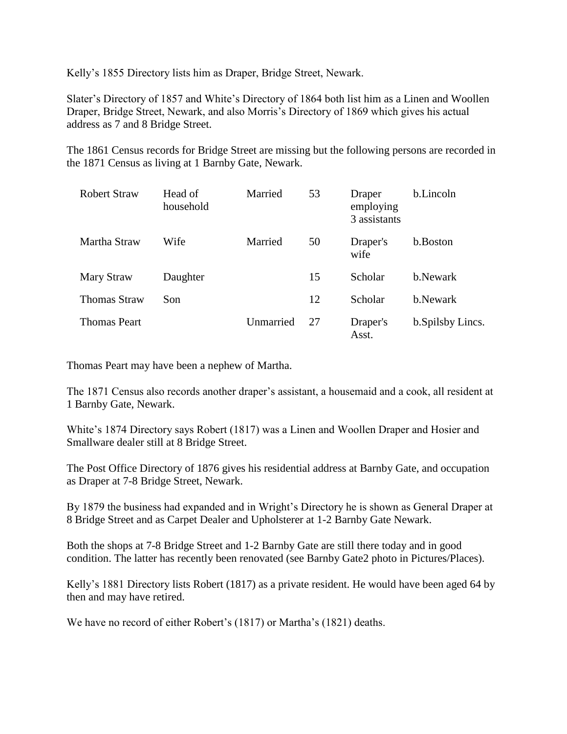Kelly’s 1855 Directory lists him as Draper, Bridge Street, Newark.

Slater’s Directory of 1857 and White’s Directory of 1864 both list him as a Linen and Woollen Draper, Bridge Street, Newark, and also Morris’s Directory of 1869 which gives his actual address as 7 and 8 Bridge Street.

The 1861 Census records for Bridge Street are missing but the following persons are recorded in the 1871 Census as living at 1 Barnby Gate, Newark.

| | | | | | |
|---|---|---|---|---|---|
| Robert Straw | Head of household | Married | 53 | Draper employing 3 assistants | b.Lincoln |
| Martha Straw | Wife | Married | 50 | Draper's wife | b.Boston |
| Mary Straw | Daughter | | 15 | Scholar | b.Newark |
| Thomas Straw | Son | | 12 | Scholar | b.Newark |
| Thomas Peart | | Unmarried | 27 | Draper's Asst. | b.Spilsby Lincs. |

Thomas Peart may have been a nephew of Martha.

The 1871 Census also records another draper’s assistant, a housemaid and a cook, all resident at 1 Barnby Gate, Newark.

White’s 1874 Directory says Robert (1817) was a Linen and Woollen Draper and Hosier and Smallware dealer still at 8 Bridge Street.

The Post Office Directory of 1876 gives his residential address at Barnby Gate, and occupation as Draper at 7-8 Bridge Street, Newark.

By 1879 the business had expanded and in Wright’s Directory he is shown as General Draper at 8 Bridge Street and as Carpet Dealer and Upholsterer at 1-2 Barnby Gate Newark.

Both the shops at 7-8 Bridge Street and 1-2 Barnby Gate are still there today and in good condition. The latter has recently been renovated (see Barnby Gate2 photo in Pictures/Places).

Kelly’s 1881 Directory lists Robert (1817) as a private resident. He would have been aged 64 by then and may have retired.

We have no record of either Robert’s (1817) or Martha’s (1821) deaths.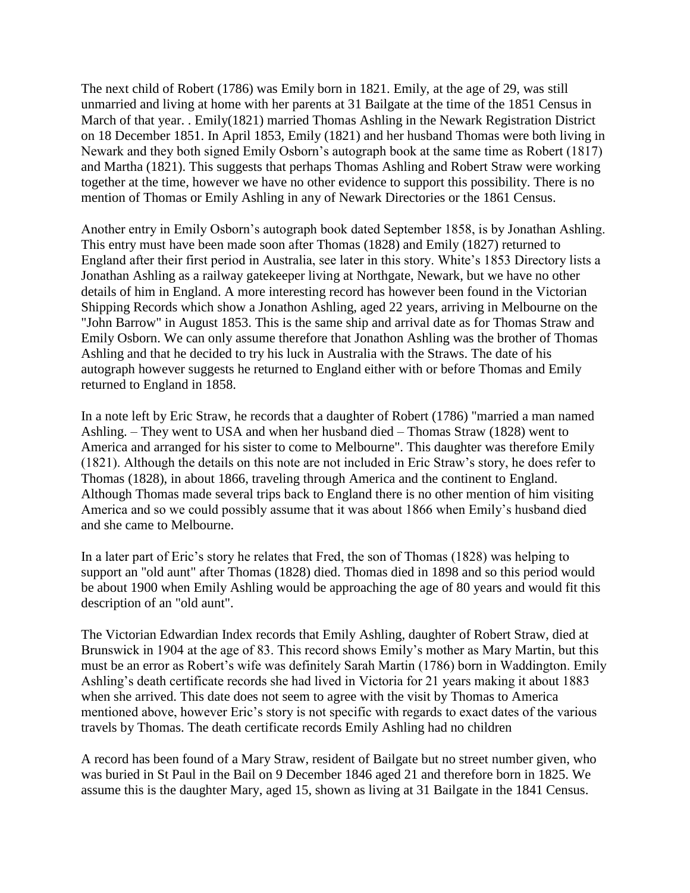The next child of Robert (1786) was Emily born in 1821. Emily, at the age of 29, was still unmarried and living at home with her parents at 31 Bailgate at the time of the 1851 Census in March of that year. . Emily(1821) married Thomas Ashling in the Newark Registration District on 18 December 1851. In April 1853, Emily (1821) and her husband Thomas were both living in Newark and they both signed Emily Osborn's autograph book at the same time as Robert (1817) and Martha (1821). This suggests that perhaps Thomas Ashling and Robert Straw were working together at the time, however we have no other evidence to support this possibility. There is no mention of Thomas or Emily Ashling in any of Newark Directories or the 1861 Census.

Another entry in Emily Osborn's autograph book dated September 1858, is by Jonathan Ashling. This entry must have been made soon after Thomas (1828) and Emily (1827) returned to England after their first period in Australia, see later in this story. White's 1853 Directory lists a Jonathan Ashling as a railway gatekeeper living at Northgate, Newark, but we have no other details of him in England. A more interesting record has however been found in the Victorian Shipping Records which show a Jonathon Ashling, aged 22 years, arriving in Melbourne on the "John Barrow" in August 1853. This is the same ship and arrival date as for Thomas Straw and Emily Osborn. We can only assume therefore that Jonathon Ashling was the brother of Thomas Ashling and that he decided to try his luck in Australia with the Straws. The date of his autograph however suggests he returned to England either with or before Thomas and Emily returned to England in 1858.

In a note left by Eric Straw, he records that a daughter of Robert (1786) "married a man named Ashling. – They went to USA and when her husband died – Thomas Straw (1828) went to America and arranged for his sister to come to Melbourne". This daughter was therefore Emily (1821). Although the details on this note are not included in Eric Straw's story, he does refer to Thomas (1828), in about 1866, traveling through America and the continent to England. Although Thomas made several trips back to England there is no other mention of him visiting America and so we could possibly assume that it was about 1866 when Emily's husband died and she came to Melbourne.

In a later part of Eric's story he relates that Fred, the son of Thomas (1828) was helping to support an "old aunt" after Thomas (1828) died. Thomas died in 1898 and so this period would be about 1900 when Emily Ashling would be approaching the age of 80 years and would fit this description of an "old aunt".

The Victorian Edwardian Index records that Emily Ashling, daughter of Robert Straw, died at Brunswick in 1904 at the age of 83. This record shows Emily's mother as Mary Martin, but this must be an error as Robert's wife was definitely Sarah Martin (1786) born in Waddington. Emily Ashling's death certificate records she had lived in Victoria for 21 years making it about 1883 when she arrived. This date does not seem to agree with the visit by Thomas to America mentioned above, however Eric's story is not specific with regards to exact dates of the various travels by Thomas. The death certificate records Emily Ashling had no children

A record has been found of a Mary Straw, resident of Bailgate but no street number given, who was buried in St Paul in the Bail on 9 December 1846 aged 21 and therefore born in 1825. We assume this is the daughter Mary, aged 15, shown as living at 31 Bailgate in the 1841 Census.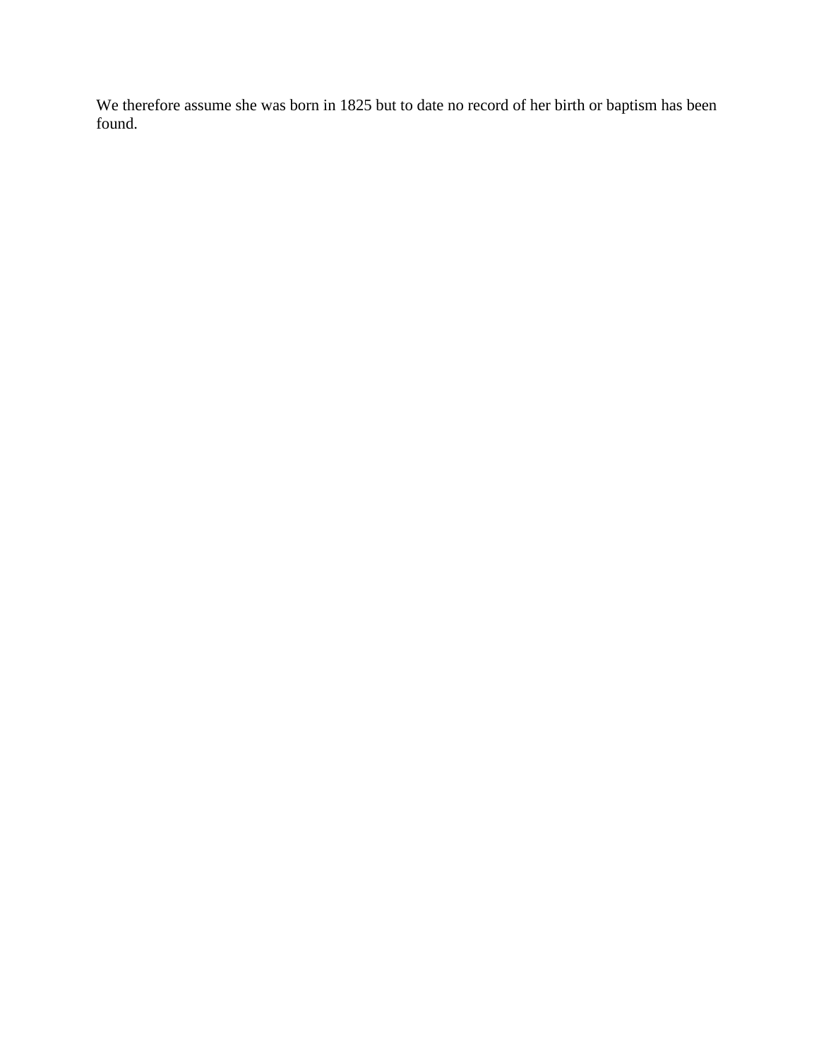We therefore assume she was born in 1825 but to date no record of her birth or baptism has been found.